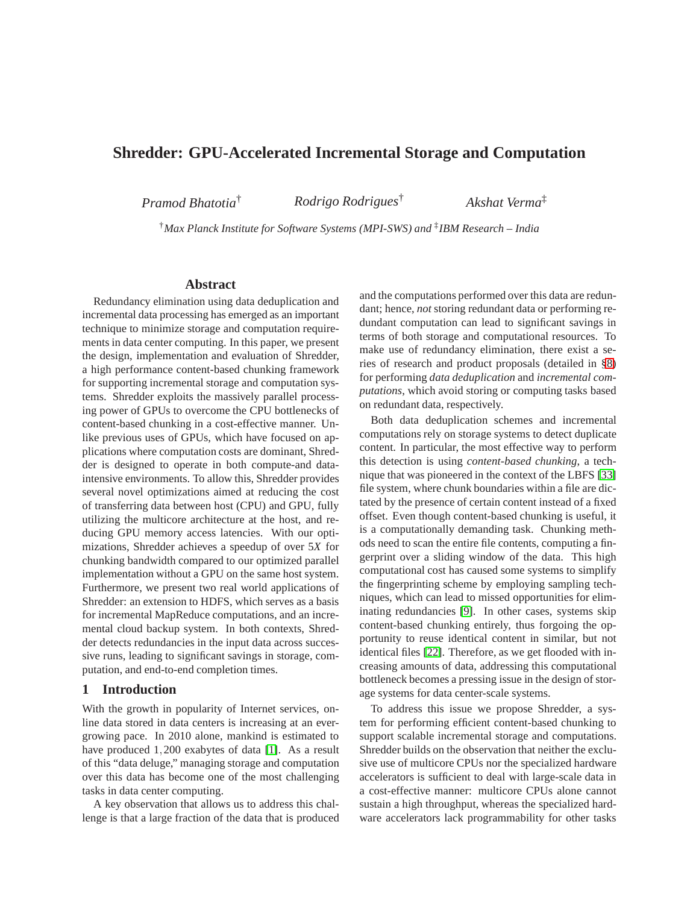# Shredder: GPU-Accelerated Incremental Storage and Computation

*Pramod Bhatotia*[†] *Rodrigo Rodrigues*[†] *Akshat Verma*[‡]

[†]*Max Planck Institute for Software Systems (MPI-SWS) and* [‡]*IBM Research – India*

## Abstract

Redundancy elimination using data deduplication and incremental data processing has emerged as an important technique to minimize storage and computation requirements in data center computing. In this paper, we present the design, implementation and evaluation of Shredder, a high performance content-based chunking framework for supporting incremental storage and computation systems. Shredder exploits the massively parallel processing power of GPUs to overcome the CPU bottlenecks of content-based chunking in a cost-effective manner. Unlike previous uses of GPUs, which have focused on applications where computation costs are dominant, Shredder is designed to operate in both compute-and data-intensive environments. To allow this, Shredder provides several novel optimizations aimed at reducing the cost of transferring data between host (CPU) and GPU, fully utilizing the multicore architecture at the host, and reducing GPU memory access latencies. With our optimizations, Shredder achieves a speedup of over 5*X* for chunking bandwidth compared to our optimized parallel implementation without a GPU on the same host system. Furthermore, we present two real world applications of Shredder: an extension to HDFS, which serves as a basis for incremental MapReduce computations, and an incremental cloud backup system. In both contexts, Shredder detects redundancies in the input data across successive runs, leading to significant savings in storage, computation, and end-to-end completion times.

## 1 Introduction

With the growth in popularity of Internet services, online data stored in data centers is increasing at an ever-growing pace. In 2010 alone, mankind is estimated to have produced $1,200$ exabytes of data [1]. As a result of this "data deluge," managing storage and computation over this data has become one of the most challenging tasks in data center computing.

A key observation that allows us to address this challenge is that a large fraction of the data that is produced and the computations performed over this data are redundant; hence, *not* storing redundant data or performing redundant computation can lead to significant savings in terms of both storage and computational resources. To make use of redundancy elimination, there exist a series of research and product proposals (detailed in §8) for performing *data deduplication* and *incremental computations*, which avoid storing or computing tasks based on redundant data, respectively.

Both data deduplication schemes and incremental computations rely on storage systems to detect duplicate content. In particular, the most effective way to perform this detection is using *content-based chunking*, a technique that was pioneered in the context of the LBFS [33] file system, where chunk boundaries within a file are dictated by the presence of certain content instead of a fixed offset. Even though content-based chunking is useful, it is a computationally demanding task. Chunking methods need to scan the entire file contents, computing a fingerprint over a sliding window of the data. This high computational cost has caused some systems to simplify the fingerprinting scheme by employing sampling techniques, which can lead to missed opportunities for eliminating redundancies [9]. In other cases, systems skip content-based chunking entirely, thus forgoing the opportunity to reuse identical content in similar, but not identical files [22]. Therefore, as we get flooded with increasing amounts of data, addressing this computational bottleneck becomes a pressing issue in the design of storage systems for data center-scale systems.

To address this issue we propose Shredder, a system for performing efficient content-based chunking to support scalable incremental storage and computations. Shredder builds on the observation that neither the exclusive use of multicore CPUs nor the specialized hardware accelerators is sufficient to deal with large-scale data in a cost-effective manner: multicore CPUs alone cannot sustain a high throughput, whereas the specialized hardware accelerators lack programmability for other tasks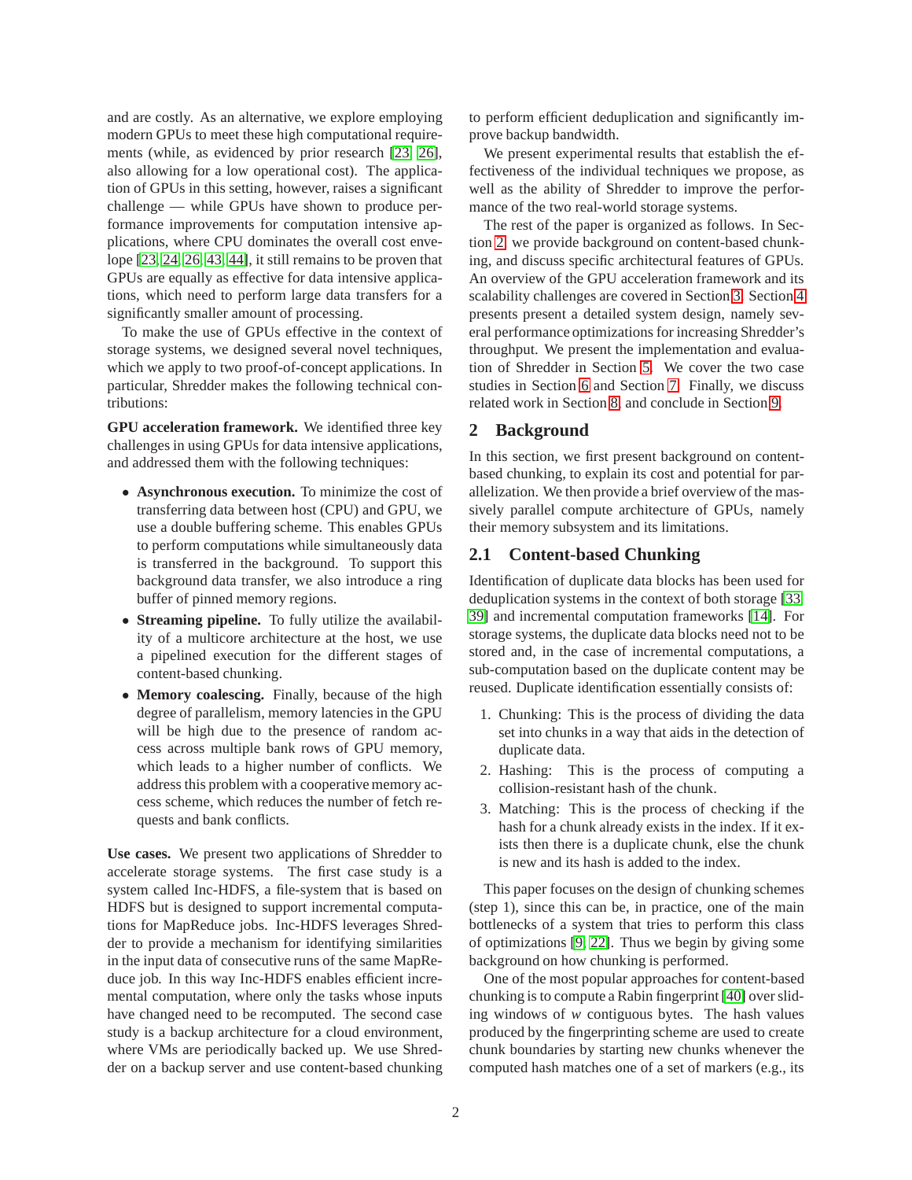and are costly. As an alternative, we explore employing modern GPUs to meet these high computational requirements (while, as evidenced by prior research [23, 26], also allowing for a low operational cost). The application of GPUs in this setting, however, raises a significant challenge — while GPUs have shown to produce performance improvements for computation intensive applications, where CPU dominates the overall cost envelope [23, 24, 26, 43, 44], it still remains to be proven that GPUs are equally as effective for data intensive applications, which need to perform large data transfers for a significantly smaller amount of processing.

To make the use of GPUs effective in the context of storage systems, we designed several novel techniques, which we apply to two proof-of-concept applications. In particular, Shredder makes the following technical contributions:

**GPU acceleration framework.** We identified three key challenges in using GPUs for data intensive applications, and addressed them with the following techniques:

- **Asynchronous execution.** To minimize the cost of transferring data between host (CPU) and GPU, we use a double buffering scheme. This enables GPUs to perform computations while simultaneously data is transferred in the background. To support this background data transfer, we also introduce a ring buffer of pinned memory regions.
- **Streaming pipeline.** To fully utilize the availability of a multicore architecture at the host, we use a pipelined execution for the different stages of content-based chunking.
- **Memory coalescing.** Finally, because of the high degree of parallelism, memory latencies in the GPU will be high due to the presence of random access across multiple bank rows of GPU memory, which leads to a higher number of conflicts. We address this problem with a cooperative memory access scheme, which reduces the number of fetch requests and bank conflicts.

**Use cases.** We present two applications of Shredder to accelerate storage systems. The first case study is a system called Inc-HDFS, a file-system that is based on HDFS but is designed to support incremental computations for MapReduce jobs. Inc-HDFS leverages Shredder to provide a mechanism for identifying similarities in the input data of consecutive runs of the same MapReduce job. In this way Inc-HDFS enables efficient incremental computation, where only the tasks whose inputs have changed need to be recomputed. The second case study is a backup architecture for a cloud environment, where VMs are periodically backed up. We use Shredder on a backup server and use content-based chunking to perform efficient deduplication and significantly improve backup bandwidth.

We present experimental results that establish the effectiveness of the individual techniques we propose, as well as the ability of Shredder to improve the performance of the two real-world storage systems.

The rest of the paper is organized as follows. In Section 2, we provide background on content-based chunking, and discuss specific architectural features of GPUs. An overview of the GPU acceleration framework and its scalability challenges are covered in Section 3. Section 4 presents present a detailed system design, namely several performance optimizations for increasing Shredder's throughput. We present the implementation and evaluation of Shredder in Section 5. We cover the two case studies in Section 6 and Section 7. Finally, we discuss related work in Section 8, and conclude in Section 9.

## 2 Background

In this section, we first present background on content-based chunking, to explain its cost and potential for parallelization. We then provide a brief overview of the massively parallel compute architecture of GPUs, namely their memory subsystem and its limitations.

### 2.1 Content-based Chunking

Identification of duplicate data blocks has been used for deduplication systems in the context of both storage [33, 39] and incremental computation frameworks [14]. For storage systems, the duplicate data blocks need not to be stored and, in the case of incremental computations, a sub-computation based on the duplicate content may be reused. Duplicate identification essentially consists of:

1. Chunking: This is the process of dividing the data set into chunks in a way that aids in the detection of duplicate data.
2. Hashing: This is the process of computing a collision-resistant hash of the chunk.
3. Matching: This is the process of checking if the hash for a chunk already exists in the index. If it exists then there is a duplicate chunk, else the chunk is new and its hash is added to the index.

This paper focuses on the design of chunking schemes (step 1), since this can be, in practice, one of the main bottlenecks of a system that tries to perform this class of optimizations [9, 22]. Thus we begin by giving some background on how chunking is performed.

One of the most popular approaches for content-based chunking is to compute a Rabin fingerprint [40] over sliding windows of $w$ contiguous bytes. The hash values produced by the fingerprinting scheme are used to create chunk boundaries by starting new chunks whenever the computed hash matches one of a set of markers (e.g., its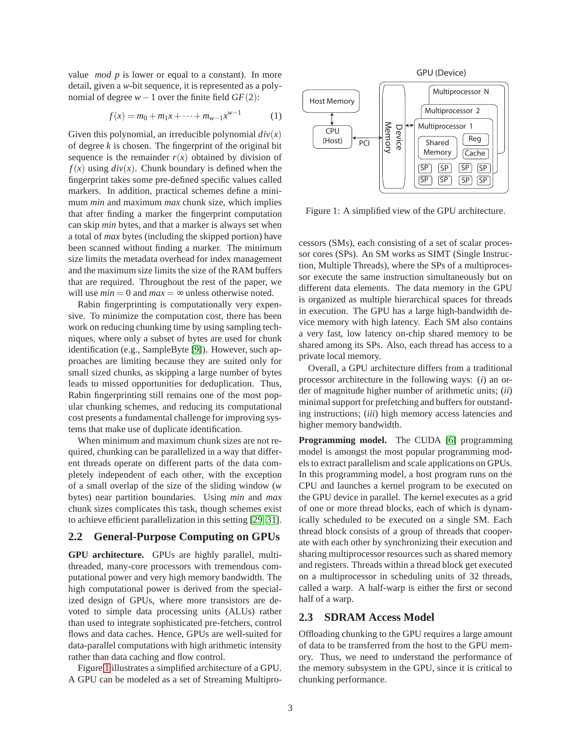value *mod p* is lower or equal to a constant). In more detail, given a *w*-bit sequence, it is represented as a polynomial of degree $w-1$ over the finite field $GF(2)$:

$$f(x) = m_0 + m_1 x + \cdots + m_{w-1} x^{w-1} \quad (1)$$

Given this polynomial, an irreducible polynomial $div(x)$ of degree $k$ is chosen. The fingerprint of the original bit sequence is the remainder $r(x)$ obtained by division of $f(x)$ using $div(x)$. Chunk boundary is defined when the fingerprint takes some pre-defined specific values called markers. In addition, practical schemes define a minimum *min* and maximum *max* chunk size, which implies that after finding a marker the fingerprint computation can skip *min* bytes, and that a marker is always set when a total of *max* bytes (including the skipped portion) have been scanned without finding a marker. The minimum size limits the metadata overhead for index management and the maximum size limits the size of the RAM buffers that are required. Throughout the rest of the paper, we will use $min = 0$ and $max = \infty$ unless otherwise noted.

Rabin fingerprinting is computationally very expensive. To minimize the computation cost, there has been work on reducing chunking time by using sampling techniques, where only a subset of bytes are used for chunk identification (e.g., SampleByte [9]). However, such approaches are limiting because they are suited only for small sized chunks, as skipping a large number of bytes leads to missed opportunities for deduplication. Thus, Rabin fingerprinting still remains one of the most popular chunking schemes, and reducing its computational cost presents a fundamental challenge for improving systems that make use of duplicate identification.

When minimum and maximum chunk sizes are not required, chunking can be parallelized in a way that different threads operate on different parts of the data completely independent of each other, with the exception of a small overlap of the size of the sliding window (*w* bytes) near partition boundaries. Using *min* and *max* chunk sizes complicates this task, though schemes exist to achieve efficient parallelization in this setting [29, 31].

## 2.2 General-Purpose Computing on GPUs

**GPU architecture.** GPUs are highly parallel, multi-threaded, many-core processors with tremendous computational power and very high memory bandwidth. The high computational power is derived from the specialized design of GPUs, where more transistors are devoted to simple data processing units (ALUs) rather than used to integrate sophisticated pre-fetchers, control flows and data caches. Hence, GPUs are well-suited for data-parallel computations with high arithmetic intensity rather than data caching and flow control.

Figure 1 illustrates a simplified architecture of a GPU. A GPU can be modeled as a set of Streaming Multiprocessors (SMs), each consisting of a set of scalar processor cores (SPs). An SM works as SIMT (Single Instruction, Multiple Threads), where the SPs of a multiprocessor execute the same instruction simultaneously but on different data elements. The data memory in the GPU is organized as multiple hierarchical spaces for threads in execution. The GPU has a large high-bandwidth device memory with high latency. Each SM also contains a very fast, low latency on-chip shared memory to be shared among its SPs. Also, each thread has access to a private local memory.

Figure 1: A simplified view of the GPU architecture.

Overall, a GPU architecture differs from a traditional processor architecture in the following ways: (*i*) an order of magnitude higher number of arithmetic units; (*ii*) minimal support for prefetching and buffers for outstanding instructions; (*iii*) high memory access latencies and higher memory bandwidth.

**Programming model.** The CUDA [6] programming model is amongst the most popular programming models to extract parallelism and scale applications on GPUs. In this programming model, a host program runs on the CPU and launches a kernel program to be executed on the GPU device in parallel. The kernel executes as a grid of one or more thread blocks, each of which is dynamically scheduled to be executed on a single SM. Each thread block consists of a group of threads that cooperate with each other by synchronizing their execution and sharing multiprocessor resources such as shared memory and registers. Threads within a thread block get executed on a multiprocessor in scheduling units of 32 threads, called a warp. A half-warp is either the first or second half of a warp.

## 2.3 SDRAM Access Model

Offloading chunking to the GPU requires a large amount of data to be transferred from the host to the GPU memory. Thus, we need to understand the performance of the memory subsystem in the GPU, since it is critical to chunking performance.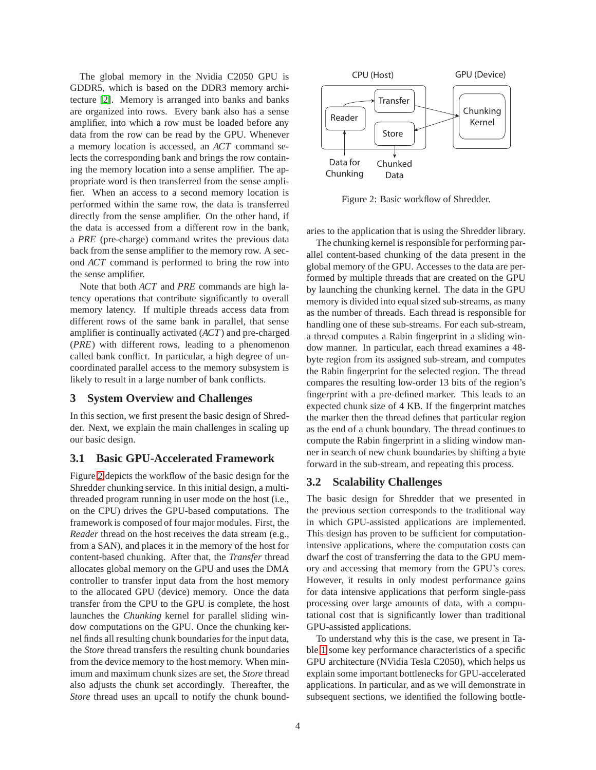The global memory in the Nvidia C2050 GPU is GDDR5, which is based on the DDR3 memory architecture [2]. Memory is arranged into banks and banks are organized into rows. Every bank also has a sense amplifier, into which a row must be loaded before any data from the row can be read by the GPU. Whenever a memory location is accessed, an *ACT* command selects the corresponding bank and brings the row containing the memory location into a sense amplifier. The appropriate word is then transferred from the sense amplifier. When an access to a second memory location is performed within the same row, the data is transferred directly from the sense amplifier. On the other hand, if the data is accessed from a different row in the bank, a *PRE* (pre-charge) command writes the previous data back from the sense amplifier to the memory row. A second *ACT* command is performed to bring the row into the sense amplifier.

Note that both *ACT* and *PRE* commands are high latency operations that contribute significantly to overall memory latency. If multiple threads access data from different rows of the same bank in parallel, that sense amplifier is continually activated (*ACT*) and pre-charged (*PRE*) with different rows, leading to a phenomenon called bank conflict. In particular, a high degree of uncoordinated parallel access to the memory subsystem is likely to result in a large number of bank conflicts.

## 3 System Overview and Challenges

In this section, we first present the basic design of Shredder. Next, we explain the main challenges in scaling up our basic design.

### 3.1 Basic GPU-Accelerated Framework

Figure 2 depicts the workflow of the basic design for the Shredder chunking service. In this initial design, a multithreaded program running in user mode on the host (i.e., on the CPU) drives the GPU-based computations. The framework is composed of four major modules. First, the *Reader* thread on the host receives the data stream (e.g., from a SAN), and places it in the memory of the host for content-based chunking. After that, the *Transfer* thread allocates global memory on the GPU and uses the DMA controller to transfer input data from the host memory to the allocated GPU (device) memory. Once the data transfer from the CPU to the GPU is complete, the host launches the *Chunking* kernel for parallel sliding window computations on the GPU. Once the chunking kernel finds all resulting chunk boundaries for the input data, the *Store* thread transfers the resulting chunk boundaries from the device memory to the host memory. When minimum and maximum chunk sizes are set, the *Store* thread also adjusts the chunk set accordingly. Thereafter, the *Store* thread uses an upcall to notify the chunk boundaries to the application that is using the Shredder library.

Figure 2: Basic workflow of Shredder.

The chunking kernel is responsible for performing parallel content-based chunking of the data present in the global memory of the GPU. Accesses to the data are performed by multiple threads that are created on the GPU by launching the chunking kernel. The data in the GPU memory is divided into equal sized sub-streams, as many as the number of threads. Each thread is responsible for handling one of these sub-streams. For each sub-stream, a thread computes a Rabin fingerprint in a sliding window manner. In particular, each thread examines a 48-byte region from its assigned sub-stream, and computes the Rabin fingerprint for the selected region. The thread compares the resulting low-order 13 bits of the region's fingerprint with a pre-defined marker. This leads to an expected chunk size of 4 KB. If the fingerprint matches the marker then the thread defines that particular region as the end of a chunk boundary. The thread continues to compute the Rabin fingerprint in a sliding window manner in search of new chunk boundaries by shifting a byte forward in the sub-stream, and repeating this process.

### 3.2 Scalability Challenges

The basic design for Shredder that we presented in the previous section corresponds to the traditional way in which GPU-assisted applications are implemented. This design has proven to be sufficient for computation-intensive applications, where the computation costs can dwarf the cost of transferring the data to the GPU memory and accessing that memory from the GPU's cores. However, it results in only modest performance gains for data intensive applications that perform single-pass processing over large amounts of data, with a computational cost that is significantly lower than traditional GPU-assisted applications.

To understand why this is the case, we present in Table 1 some key performance characteristics of a specific GPU architecture (NVidia Tesla C2050), which helps us explain some important bottlenecks for GPU-accelerated applications. In particular, and as we will demonstrate in subsequent sections, we identified the following bottle-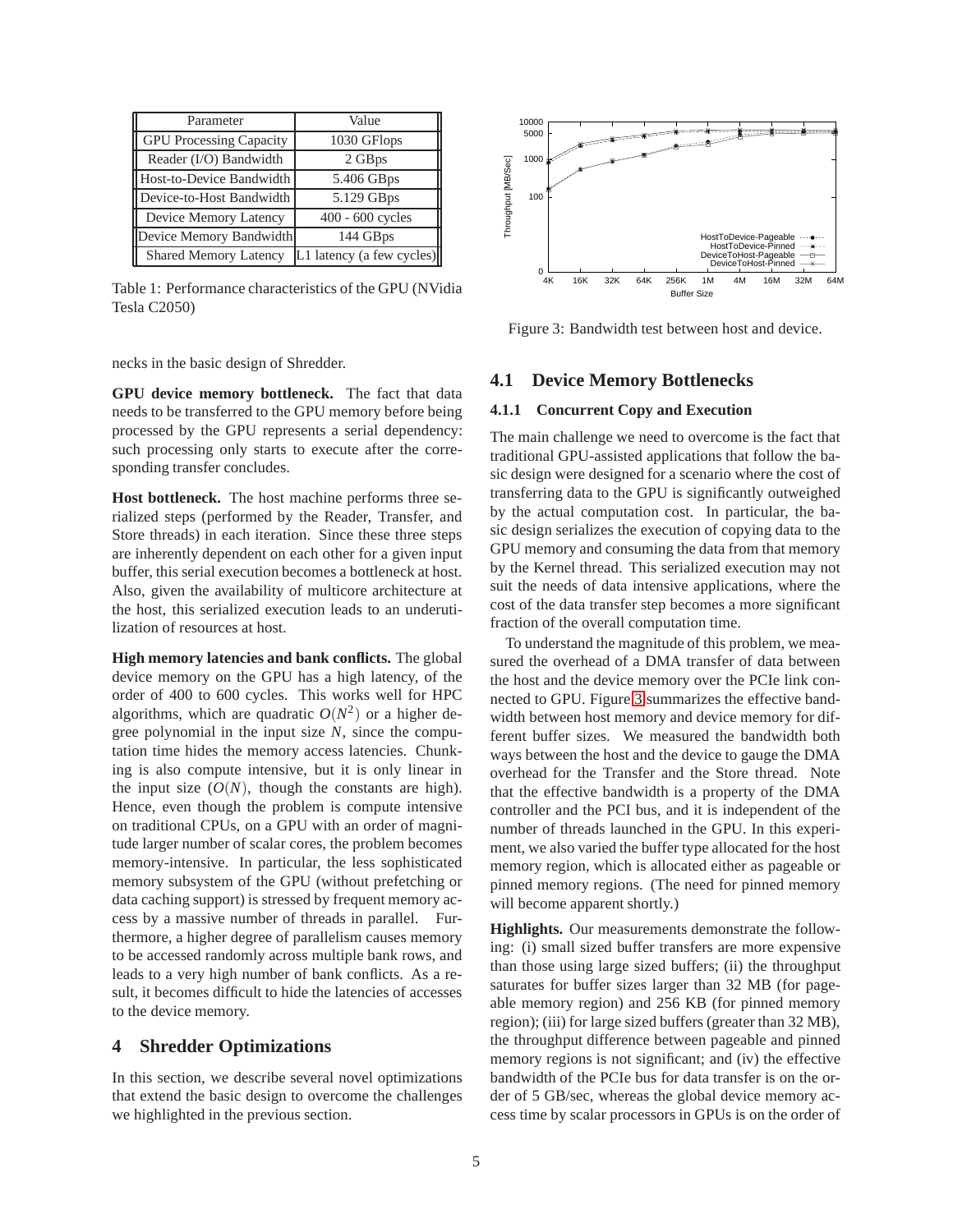| Parameter | Value |
|---|---|
| GPU Processing Capacity | 1030 GFlops |
| Reader (I/O) Bandwidth | 2 GBps |
| Host-to-Device Bandwidth | 5.406 GBps |
| Device-to-Host Bandwidth | 5.129 GBps |
| Device Memory Latency | 400 - 600 cycles |
| Device Memory Bandwidth | 144 GBps |
| Shared Memory Latency | L1 latency (a few cycles) |

Table 1: Performance characteristics of the GPU (NVidia Tesla C2050)

necks in the basic design of Shredder.

**GPU device memory bottleneck.** The fact that data needs to be transferred to the GPU memory before being processed by the GPU represents a serial dependency: such processing only starts to execute after the corresponding transfer concludes.

**Host bottleneck.** The host machine performs three serialized steps (performed by the Reader, Transfer, and Store threads) in each iteration. Since these three steps are inherently dependent on each other for a given input buffer, this serial execution becomes a bottleneck at host. Also, given the availability of multicore architecture at the host, this serialized execution leads to an underutilization of resources at host.

**High memory latencies and bank conflicts.** The global device memory on the GPU has a high latency, of the order of 400 to 600 cycles. This works well for HPC algorithms, which are quadratic $O(N^2)$ or a higher degree polynomial in the input size $N$, since the computation time hides the memory access latencies. Chunking is also compute intensive, but it is only linear in the input size ($O(N)$, though the constants are high). Hence, even though the problem is compute intensive on traditional CPUs, on a GPU with an order of magnitude larger number of scalar cores, the problem becomes memory-intensive. In particular, the less sophisticated memory subsystem of the GPU (without prefetching or data caching support) is stressed by frequent memory access by a massive number of threads in parallel. Furthermore, a higher degree of parallelism causes memory to be accessed randomly across multiple bank rows, and leads to a very high number of bank conflicts. As a result, it becomes difficult to hide the latencies of accesses to the device memory.

## 4 Shredder Optimizations

In this section, we describe several novel optimizations that extend the basic design to overcome the challenges we highlighted in the previous section.

Figure 3: Bandwidth test between host and device.

### 4.1 Device Memory Bottlenecks

#### 4.1.1 Concurrent Copy and Execution

The main challenge we need to overcome is the fact that traditional GPU-assisted applications that follow the basic design were designed for a scenario where the cost of transferring data to the GPU is significantly outweighed by the actual computation cost. In particular, the basic design serializes the execution of copying data to the GPU memory and consuming the data from that memory by the Kernel thread. This serialized execution may not suit the needs of data intensive applications, where the cost of the data transfer step becomes a more significant fraction of the overall computation time.

To understand the magnitude of this problem, we measured the overhead of a DMA transfer of data between the host and the device memory over the PCIe link connected to GPU. Figure 3 summarizes the effective bandwidth between host memory and device memory for different buffer sizes. We measured the bandwidth both ways between the host and the device to gauge the DMA overhead for the Transfer and the Store thread. Note that the effective bandwidth is a property of the DMA controller and the PCI bus, and it is independent of the number of threads launched in the GPU. In this experiment, we also varied the buffer type allocated for the host memory region, which is allocated either as pageable or pinned memory regions. (The need for pinned memory will become apparent shortly.)

**Highlights.** Our measurements demonstrate the following: (i) small sized buffer transfers are more expensive than those using large sized buffers; (ii) the throughput saturates for buffer sizes larger than 32 MB (for pageable memory region) and 256 KB (for pinned memory region); (iii) for large sized buffers (greater than 32 MB), the throughput difference between pageable and pinned memory regions is not significant; and (iv) the effective bandwidth of the PCIe bus for data transfer is on the order of 5 GB/sec, whereas the global device memory access time by scalar processors in GPUs is on the order of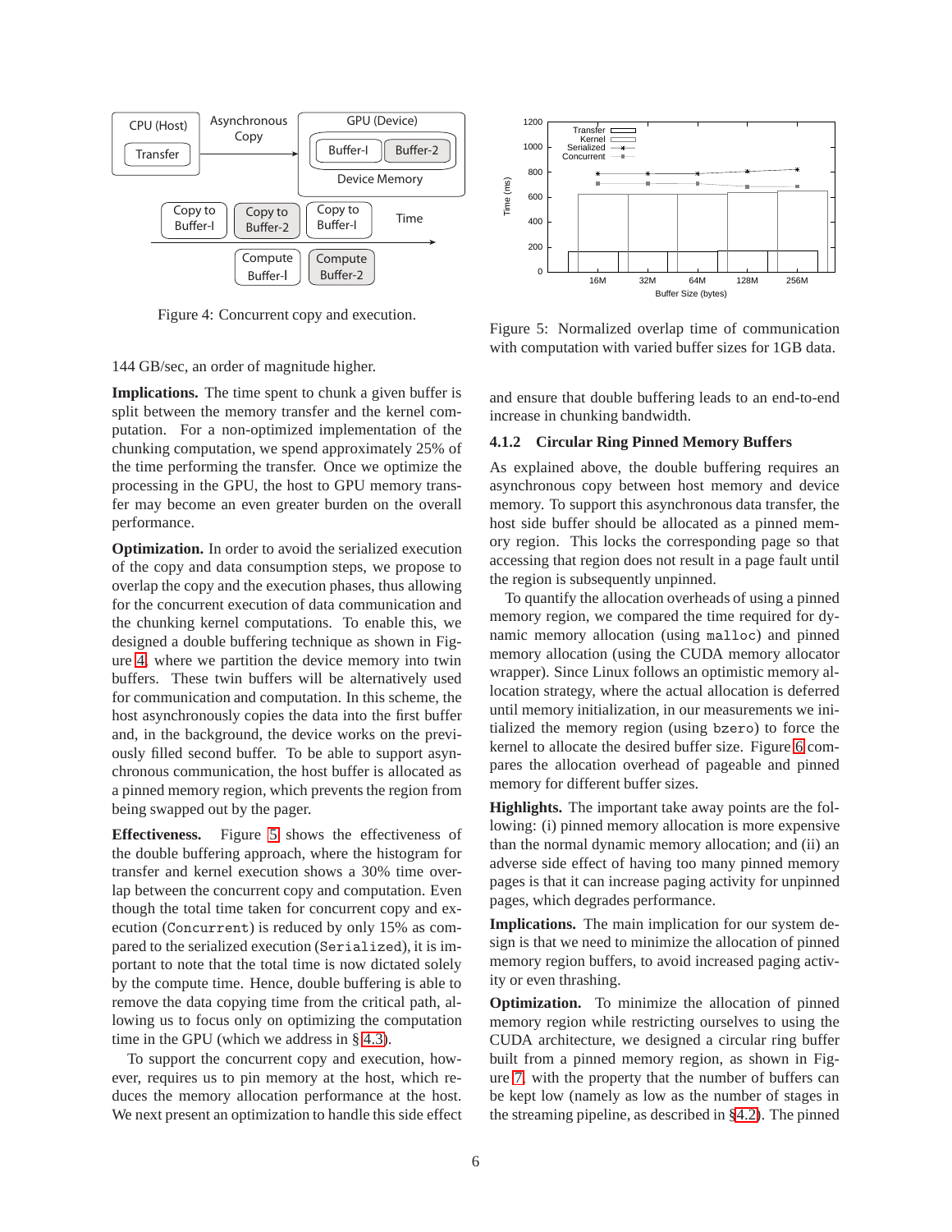Figure 4: Concurrent copy and execution.

144 GB/sec, an order of magnitude higher.

**Implications.** The time spent to chunk a given buffer is split between the memory transfer and the kernel computation. For a non-optimized implementation of the chunking computation, we spend approximately 25% of the time performing the transfer. Once we optimize the processing in the GPU, the host to GPU memory transfer may become an even greater burden on the overall performance.

**Optimization.** In order to avoid the serialized execution of the copy and data consumption steps, we propose to overlap the copy and the execution phases, thus allowing for the concurrent execution of data communication and the chunking kernel computations. To enable this, we designed a double buffering technique as shown in Figure 4, where we partition the device memory into twin buffers. These twin buffers will be alternatively used for communication and computation. In this scheme, the host asynchronously copies the data into the first buffer and, in the background, the device works on the previously filled second buffer. To be able to support asynchronous communication, the host buffer is allocated as a pinned memory region, which prevents the region from being swapped out by the pager.

**Effectiveness.** Figure 5 shows the effectiveness of the double buffering approach, where the histogram for transfer and kernel execution shows a 30% time overlap between the concurrent copy and computation. Even though the total time taken for concurrent copy and execution (`Concurrent`) is reduced by only 15% as compared to the serialized execution (`Serialized`), it is important to note that the total time is now dictated solely by the compute time. Hence, double buffering is able to remove the data copying time from the critical path, allowing us to focus only on optimizing the computation time in the GPU (which we address in § 4.3).

To support the concurrent copy and execution, however, requires us to pin memory at the host, which reduces the memory allocation performance at the host. We next present an optimization to handle this side effect and ensure that double buffering leads to an end-to-end increase in chunking bandwidth.

Figure 5: Normalized overlap time of communication with computation with varied buffer sizes for 1GB data.

### 4.1.2 Circular Ring Pinned Memory Buffers

As explained above, the double buffering requires an asynchronous copy between host memory and device memory. To support this asynchronous data transfer, the host side buffer should be allocated as a pinned memory region. This locks the corresponding page so that accessing that region does not result in a page fault until the region is subsequently unpinned.

To quantify the allocation overheads of using a pinned memory region, we compared the time required for dynamic memory allocation (using `malloc`) and pinned memory allocation (using the CUDA memory allocator wrapper). Since Linux follows an optimistic memory allocation strategy, where the actual allocation is deferred until memory initialization, in our measurements we initialized the memory region (using `bzero`) to force the kernel to allocate the desired buffer size. Figure 6 compares the allocation overhead of pageable and pinned memory for different buffer sizes.

**Highlights.** The important take away points are the following: (i) pinned memory allocation is more expensive than the normal dynamic memory allocation; and (ii) an adverse side effect of having too many pinned memory pages is that it can increase paging activity for unpinned pages, which degrades performance.

**Implications.** The main implication for our system design is that we need to minimize the allocation of pinned memory region buffers, to avoid increased paging activity or even thrashing.

**Optimization.** To minimize the allocation of pinned memory region while restricting ourselves to using the CUDA architecture, we designed a circular ring buffer built from a pinned memory region, as shown in Figure 7, with the property that the number of buffers can be kept low (namely as low as the number of stages in the streaming pipeline, as described in §4.2). The pinned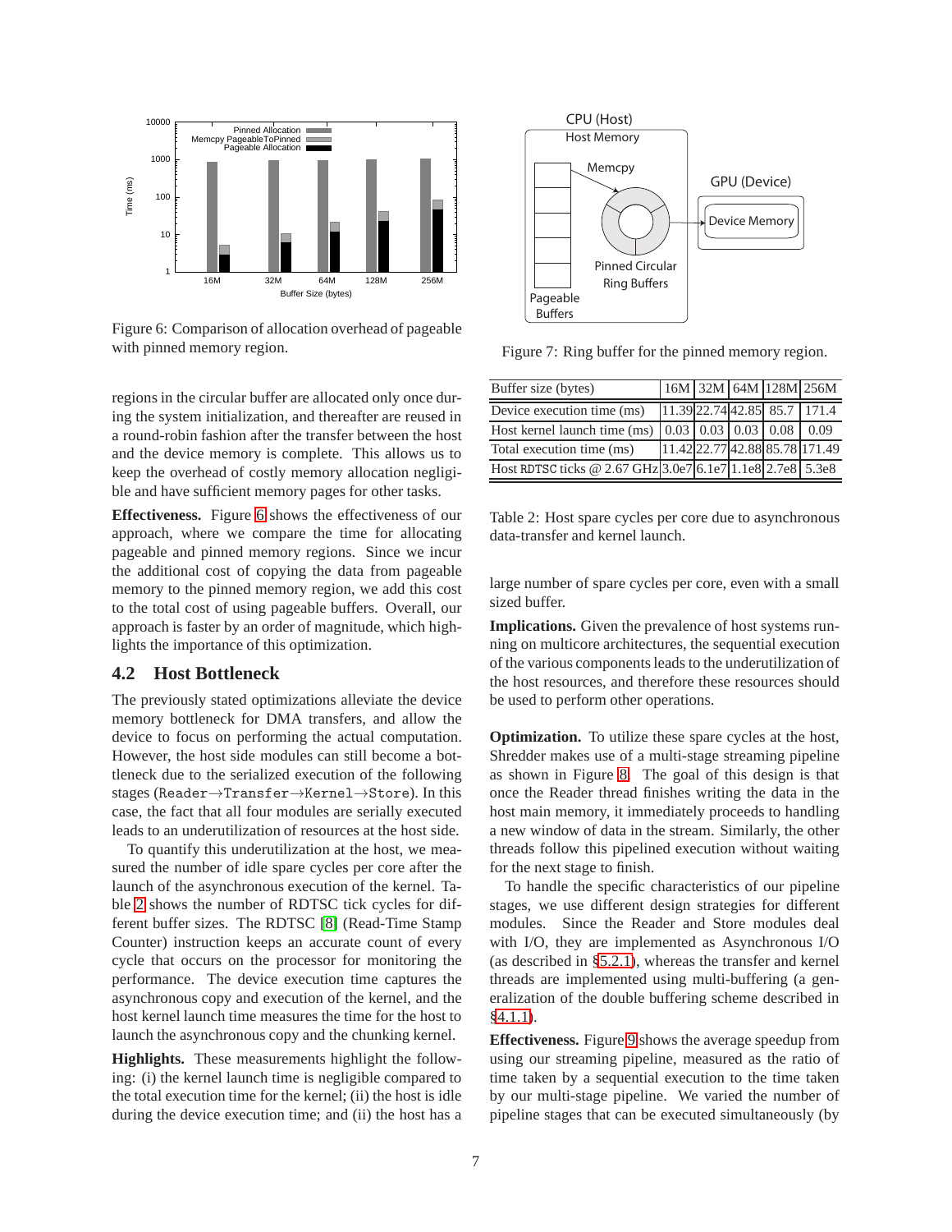Figure 6: Comparison of allocation overhead of pageable with pinned memory region.

Figure 7: Ring buffer for the pinned memory region.

regions in the circular buffer are allocated only once during the system initialization, and thereafter are reused in a round-robin fashion after the transfer between the host and the device memory is complete. This allows us to keep the overhead of costly memory allocation negligible and have sufficient memory pages for other tasks.

**Effectiveness.** Figure 6 shows the effectiveness of our approach, where we compare the time for allocating pageable and pinned memory regions. Since we incur the additional cost of copying the data from pageable memory to the pinned memory region, we add this cost to the total cost of using pageable buffers. Overall, our approach is faster by an order of magnitude, which highlights the importance of this optimization.

## 4.2 Host Bottleneck

The previously stated optimizations alleviate the device memory bottleneck for DMA transfers, and allow the device to focus on performing the actual computation. However, the host side modules can still become a bottleneck due to the serialized execution of the following stages (`Reader`→`Transfer`→`Kernel`→`Store`). In this case, the fact that all four modules are serially executed leads to an underutilization of resources at the host side.

To quantify this underutilization at the host, we measured the number of idle spare cycles per core after the launch of the asynchronous execution of the kernel. Table 2 shows the number of RDTSC tick cycles for different buffer sizes. The RDTSC [8] (Read-Time Stamp Counter) instruction keeps an accurate count of every cycle that occurs on the processor for monitoring the performance. The device execution time captures the asynchronous copy and execution of the kernel, and the host kernel launch time measures the time for the host to launch the asynchronous copy and the chunking kernel.

**Highlights.** These measurements highlight the following: (i) the kernel launch time is negligible compared to the total execution time for the kernel; (ii) the host is idle during the device execution time; and (ii) the host has a large number of spare cycles per core, even with a small sized buffer.

| Buffer size (bytes) | 16M | 32M | 64M | 128M | 256M |
|---|---|---|---|---|---|
| Device execution time (ms) | 11.39 | 22.74 | 42.85 | 85.7 | 171.4 |
| Host kernel launch time (ms) | 0.03 | 0.03 | 0.03 | 0.08 | 0.09 |
| Total execution time (ms) | 11.42 | 22.77 | 42.88 | 85.78 | 171.49 |
| Host `RDTSC` ticks @ 2.67 GHz | 3.0e7 | 6.1e7 | 1.1e8 | 2.7e8 | 5.3e8 |

Table 2: Host spare cycles per core due to asynchronous data-transfer and kernel launch.

**Implications.** Given the prevalence of host systems running on multicore architectures, the sequential execution of the various components leads to the underutilization of the host resources, and therefore these resources should be used to perform other operations.

**Optimization.** To utilize these spare cycles at the host, Shredder makes use of a multi-stage streaming pipeline as shown in Figure 8. The goal of this design is that once the Reader thread finishes writing the data in the host main memory, it immediately proceeds to handling a new window of data in the stream. Similarly, the other threads follow this pipelined execution without waiting for the next stage to finish.

To handle the specific characteristics of our pipeline stages, we use different design strategies for different modules. Since the Reader and Store modules deal with I/O, they are implemented as Asynchronous I/O (as described in §5.2.1), whereas the transfer and kernel threads are implemented using multi-buffering (a generalization of the double buffering scheme described in §4.1.1).

**Effectiveness.** Figure 9 shows the average speedup from using our streaming pipeline, measured as the ratio of time taken by a sequential execution to the time taken by our multi-stage pipeline. We varied the number of pipeline stages that can be executed simultaneously (by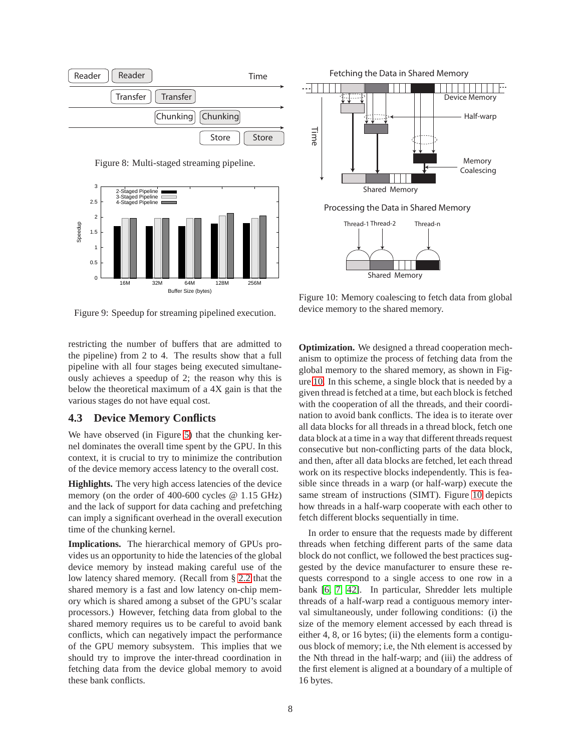Figure 8: Multi-staged streaming pipeline.

Figure 9: Speedup for streaming pipelined execution.

restricting the number of buffers that are admitted to the pipeline) from 2 to 4. The results show that a full pipeline with all four stages being executed simultaneously achieves a speedup of 2; the reason why this is below the theoretical maximum of a 4X gain is that the various stages do not have equal cost.

### 4.3 Device Memory Conflicts

We have observed (in Figure 5) that the chunking kernel dominates the overall time spent by the GPU. In this context, it is crucial to try to minimize the contribution of the device memory access latency to the overall cost.

**Highlights.** The very high access latencies of the device memory (on the order of 400-600 cycles @ 1.15 GHz) and the lack of support for data caching and prefetching can imply a significant overhead in the overall execution time of the chunking kernel.

**Implications.** The hierarchical memory of GPUs provides us an opportunity to hide the latencies of the global device memory by instead making careful use of the low latency shared memory. (Recall from § 2.2 that the shared memory is a fast and low latency on-chip memory which is shared among a subset of the GPU's scalar processors.) However, fetching data from global to the shared memory requires us to be careful to avoid bank conflicts, which can negatively impact the performance of the GPU memory subsystem. This implies that we should try to improve the inter-thread coordination in fetching data from the device global memory to avoid these bank conflicts.

Figure 10: Memory coalescing to fetch data from global device memory to the shared memory.

**Optimization.** We designed a thread cooperation mechanism to optimize the process of fetching data from the global memory to the shared memory, as shown in Figure 10. In this scheme, a single block that is needed by a given thread is fetched at a time, but each block is fetched with the cooperation of all the threads, and their coordination to avoid bank conflicts. The idea is to iterate over all data blocks for all threads in a thread block, fetch one data block at a time in a way that different threads request consecutive but non-conflicting parts of the data block, and then, after all data blocks are fetched, let each thread work on its respective blocks independently. This is feasible since threads in a warp (or half-warp) execute the same stream of instructions (SIMT). Figure 10 depicts how threads in a half-warp cooperate with each other to fetch different blocks sequentially in time.

In order to ensure that the requests made by different threads when fetching different parts of the same data block do not conflict, we followed the best practices suggested by the device manufacturer to ensure these requests correspond to a single access to one row in a bank [6, 7, 42]. In particular, Shredder lets multiple threads of a half-warp read a contiguous memory interval simultaneously, under following conditions: (i) the size of the memory element accessed by each thread is either 4, 8, or 16 bytes; (ii) the elements form a contiguous block of memory; i.e, the Nth element is accessed by the Nth thread in the half-warp; and (iii) the address of the first element is aligned at a boundary of a multiple of 16 bytes.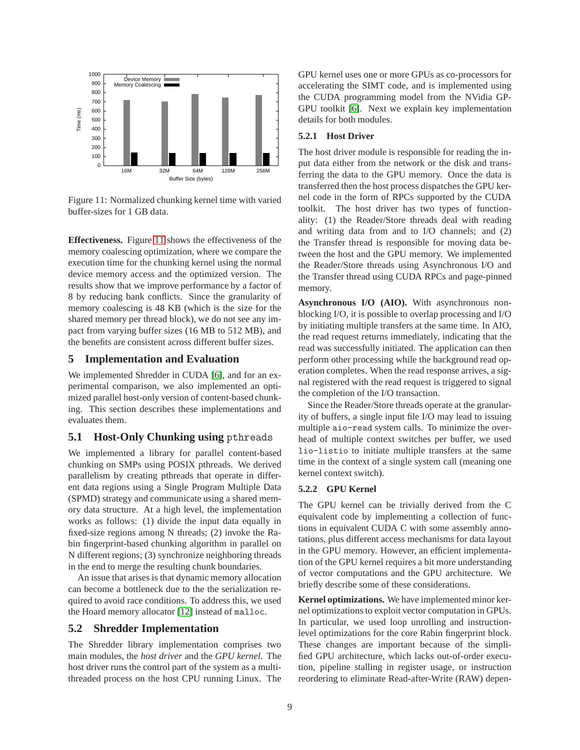Figure 11: Normalized chunking kernel time with varied buffer-sizes for 1 GB data.

**Effectiveness.** Figure 11 shows the effectiveness of the memory coalescing optimization, where we compare the execution time for the chunking kernel using the normal device memory access and the optimized version. The results show that we improve performance by a factor of 8 by reducing bank conflicts. Since the granularity of memory coalescing is 48 KB (which is the size for the shared memory per thread block), we do not see any impact from varying buffer sizes (16 MB to 512 MB), and the benefits are consistent across different buffer sizes.

## 5 Implementation and Evaluation

We implemented Shredder in CUDA [6], and for an experimental comparison, we also implemented an optimized parallel host-only version of content-based chunking. This section describes these implementations and evaluates them.

### 5.1 Host-Only Chunking using `pthreads`

We implemented a library for parallel content-based chunking on SMPs using POSIX pthreads. We derived parallelism by creating pthreads that operate in different data regions using a Single Program Multiple Data (SPMD) strategy and communicate using a shared memory data structure. At a high level, the implementation works as follows: (1) divide the input data equally in fixed-size regions among N threads; (2) invoke the Rabin fingerprint-based chunking algorithm in parallel on N different regions; (3) synchronize neighboring threads in the end to merge the resulting chunk boundaries.

An issue that arises is that dynamic memory allocation can become a bottleneck due to the the serialization required to avoid race conditions. To address this, we used the Hoard memory allocator [12] instead of `malloc`.

### 5.2 Shredder Implementation

The Shredder library implementation comprises two main modules, the *host driver* and the *GPU kernel*. The host driver runs the control part of the system as a multithreaded process on the host CPU running Linux. The GPU kernel uses one or more GPUs as co-processors for accelerating the SIMT code, and is implemented using the CUDA programming model from the NVidia GPGPU toolkit [6]. Next we explain key implementation details for both modules.

#### 5.2.1 Host Driver

The host driver module is responsible for reading the input data either from the network or the disk and transferring the data to the GPU memory. Once the data is transferred then the host process dispatches the GPU kernel code in the form of RPCs supported by the CUDA toolkit. The host driver has two types of functionality: (1) the Reader/Store threads deal with reading and writing data from and to I/O channels; and (2) the Transfer thread is responsible for moving data between the host and the GPU memory. We implemented the Reader/Store threads using Asynchronous I/O and the Transfer thread using CUDA RPCs and page-pinned memory.

**Asynchronous I/O (AIO).** With asynchronous non-blocking I/O, it is possible to overlap processing and I/O by initiating multiple transfers at the same time. In AIO, the read request returns immediately, indicating that the read was successfully initiated. The application can then perform other processing while the background read operation completes. When the read response arrives, a signal registered with the read request is triggered to signal the completion of the I/O transaction.

Since the Reader/Store threads operate at the granularity of buffers, a single input file I/O may lead to issuing multiple `aio-read` system calls. To minimize the overhead of multiple context switches per buffer, we used `lio-listio` to initiate multiple transfers at the same time in the context of a single system call (meaning one kernel context switch).

#### 5.2.2 GPU Kernel

The GPU kernel can be trivially derived from the C equivalent code by implementing a collection of functions in equivalent CUDA C with some assembly annotations, plus different access mechanisms for data layout in the GPU memory. However, an efficient implementation of the GPU kernel requires a bit more understanding of vector computations and the GPU architecture. We briefly describe some of these considerations.

**Kernel optimizations.** We have implemented minor kernel optimizations to exploit vector computation in GPUs. In particular, we used loop unrolling and instruction-level optimizations for the core Rabin fingerprint block. These changes are important because of the simplified GPU architecture, which lacks out-of-order execution, pipeline stalling in register usage, or instruction reordering to eliminate Read-after-Write (RAW) depen-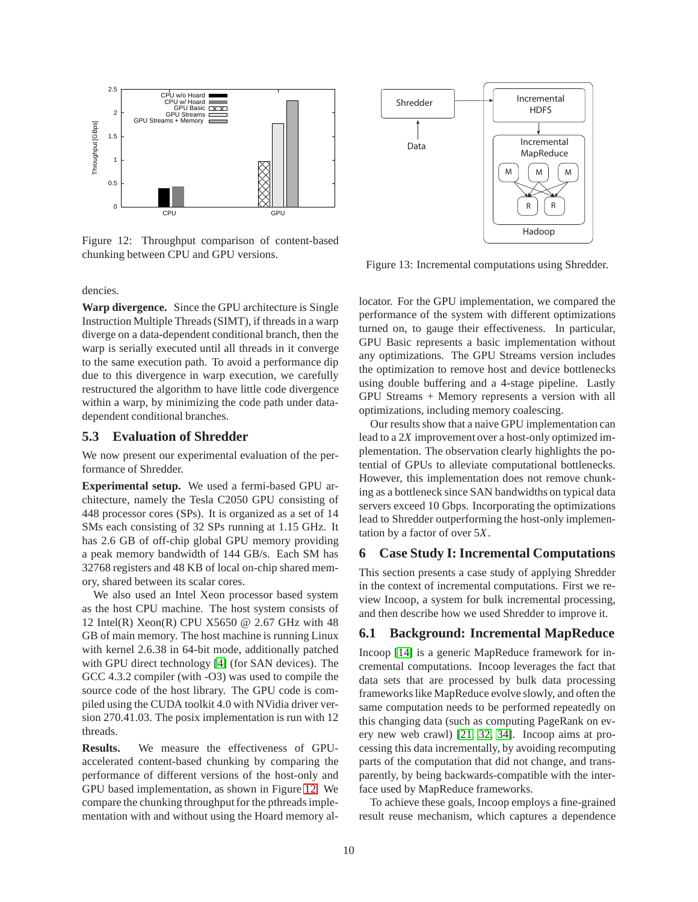Figure 12: Throughput comparison of content-based chunking between CPU and GPU versions.

Figure 13: Incremental computations using Shredder.

dencies.

**Warp divergence.** Since the GPU architecture is Single Instruction Multiple Threads (SIMT), if threads in a warp diverge on a data-dependent conditional branch, then the warp is serially executed until all threads in it converge to the same execution path. To avoid a performance dip due to this divergence in warp execution, we carefully restructured the algorithm to have little code divergence within a warp, by minimizing the code path under data-dependent conditional branches.

### 5.3 Evaluation of Shredder

We now present our experimental evaluation of the performance of Shredder.

**Experimental setup.** We used a fermi-based GPU architecture, namely the Tesla C2050 GPU consisting of 448 processor cores (SPs). It is organized as a set of 14 SMs each consisting of 32 SPs running at 1.15 GHz. It has 2.6 GB of off-chip global GPU memory providing a peak memory bandwidth of 144 GB/s. Each SM has 32768 registers and 48 KB of local on-chip shared memory, shared between its scalar cores.

We also used an Intel Xeon processor based system as the host CPU machine. The host system consists of 12 Intel(R) Xeon(R) CPU X5650 @ 2.67 GHz with 48 GB of main memory. The host machine is running Linux with kernel 2.6.38 in 64-bit mode, additionally patched with GPU direct technology [4] (for SAN devices). The GCC 4.3.2 compiler (with -O3) was used to compile the source code of the host library. The GPU code is compiled using the CUDA toolkit 4.0 with NVidia driver version 270.41.03. The posix implementation is run with 12 threads.

**Results.** We measure the effectiveness of GPU-accelerated content-based chunking by comparing the performance of different versions of the host-only and GPU based implementation, as shown in Figure 12. We compare the chunking throughput for the pthreads implementation with and without using the Hoard memory allocator. For the GPU implementation, we compared the performance of the system with different optimizations turned on, to gauge their effectiveness. In particular, GPU Basic represents a basic implementation without any optimizations. The GPU Streams version includes the optimization to remove host and device bottlenecks using double buffering and a 4-stage pipeline. Lastly GPU Streams + Memory represents a version with all optimizations, including memory coalescing.

Our results show that a naive GPU implementation can lead to a $2X$ improvement over a host-only optimized implementation. The observation clearly highlights the potential of GPUs to alleviate computational bottlenecks. However, this implementation does not remove chunking as a bottleneck since SAN bandwidths on typical data servers exceed 10 Gbps. Incorporating the optimizations lead to Shredder outperforming the host-only implementation by a factor of over $5X$.

## 6 Case Study I: Incremental Computations

This section presents a case study of applying Shredder in the context of incremental computations. First we review Incoop, a system for bulk incremental processing, and then describe how we used Shredder to improve it.

### 6.1 Background: Incremental MapReduce

Incoop [14] is a generic MapReduce framework for incremental computations. Incoop leverages the fact that data sets that are processed by bulk data processing frameworks like MapReduce evolve slowly, and often the same computation needs to be performed repeatedly on this changing data (such as computing PageRank on every new web crawl) [21, 32, 34]. Incoop aims at processing this data incrementally, by avoiding recomputing parts of the computation that did not change, and transparently, by being backwards-compatible with the interface used by MapReduce frameworks.

To achieve these goals, Incoop employs a fine-grained result reuse mechanism, which captures a dependence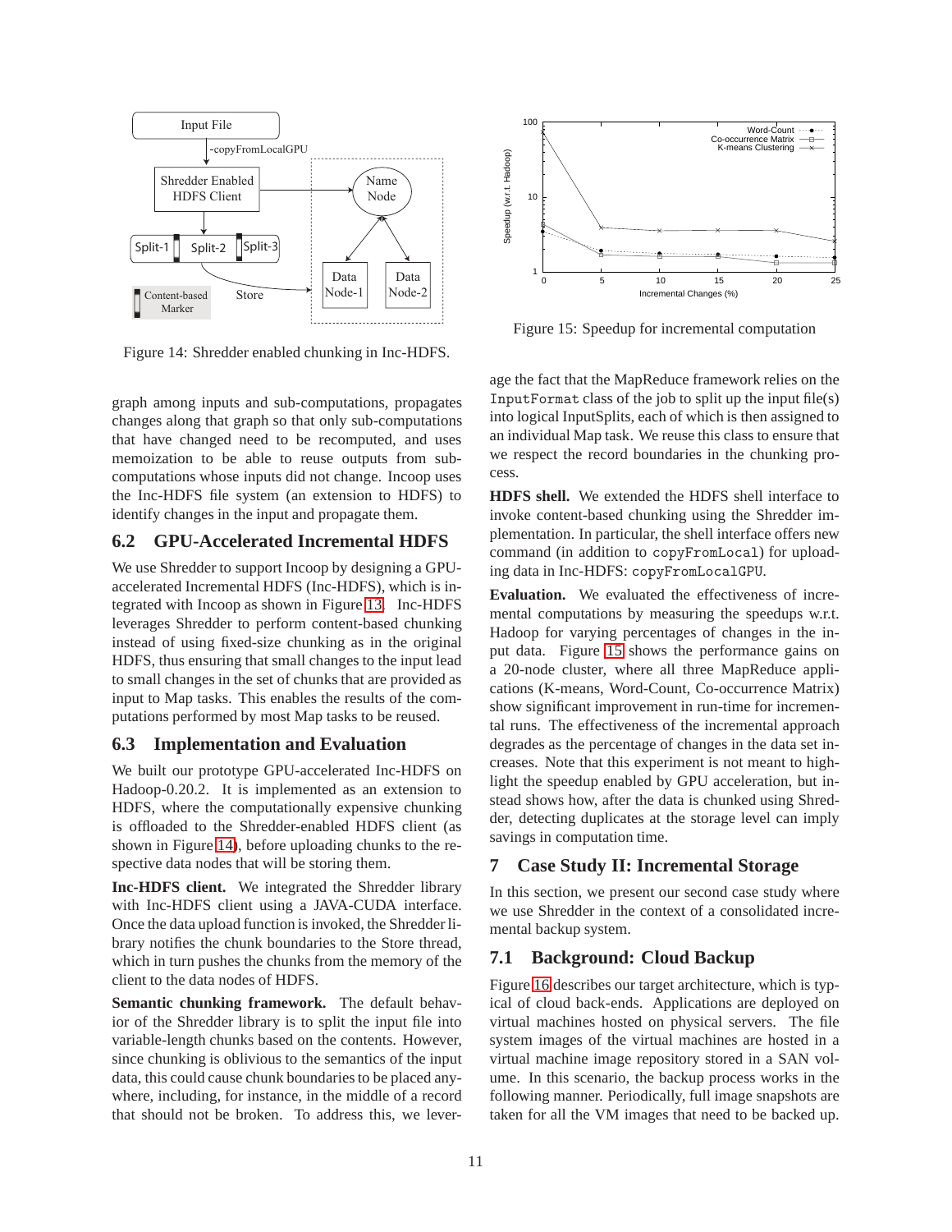Figure 14: Shredder enabled chunking in Inc-HDFS.

graph among inputs and sub-computations, propagates changes along that graph so that only sub-computations that have changed need to be recomputed, and uses memoization to be able to reuse outputs from sub-computations whose inputs did not change. Incoop uses the Inc-HDFS file system (an extension to HDFS) to identify changes in the input and propagate them.

## 6.2 GPU-Accelerated Incremental HDFS

We use Shredder to support Incoop by designing a GPU-accelerated Incremental HDFS (Inc-HDFS), which is integrated with Incoop as shown in Figure 13. Inc-HDFS leverages Shredder to perform content-based chunking instead of using fixed-size chunking as in the original HDFS, thus ensuring that small changes to the input lead to small changes in the set of chunks that are provided as input to Map tasks. This enables the results of the computations performed by most Map tasks to be reused.

## 6.3 Implementation and Evaluation

We built our prototype GPU-accelerated Inc-HDFS on Hadoop-0.20.2. It is implemented as an extension to HDFS, where the computationally expensive chunking is offloaded to the Shredder-enabled HDFS client (as shown in Figure 14), before uploading chunks to the respective data nodes that will be storing them.

**Inc-HDFS client.** We integrated the Shredder library with Inc-HDFS client using a JAVA-CUDA interface. Once the data upload function is invoked, the Shredder library notifies the chunk boundaries to the Store thread, which in turn pushes the chunks from the memory of the client to the data nodes of HDFS.

**Semantic chunking framework.** The default behavior of the Shredder library is to split the input file into variable-length chunks based on the contents. However, since chunking is oblivious to the semantics of the input data, this could cause chunk boundaries to be placed anywhere, including, for instance, in the middle of a record that should not be broken. To address this, we leverage the fact that the MapReduce framework relies on the `InputFormat` class of the job to split up the input file(s) into logical InputSplits, each of which is then assigned to an individual Map task. We reuse this class to ensure that we respect the record boundaries in the chunking process.

Figure 15: Speedup for incremental computation

**HDFS shell.** We extended the HDFS shell interface to invoke content-based chunking using the Shredder implementation. In particular, the shell interface offers new command (in addition to `copyFromLocal`) for uploading data in Inc-HDFS: `copyFromLocalGPU`.

**Evaluation.** We evaluated the effectiveness of incremental computations by measuring the speedups w.r.t. Hadoop for varying percentages of changes in the input data. Figure 15 shows the performance gains on a 20-node cluster, where all three MapReduce applications (K-means, Word-Count, Co-occurrence Matrix) show significant improvement in run-time for incremental runs. The effectiveness of the incremental approach degrades as the percentage of changes in the data set increases. Note that this experiment is not meant to highlight the speedup enabled by GPU acceleration, but instead shows how, after the data is chunked using Shredder, detecting duplicates at the storage level can imply savings in computation time.

# 7 Case Study II: Incremental Storage

In this section, we present our second case study where we use Shredder in the context of a consolidated incremental backup system.

## 7.1 Background: Cloud Backup

Figure 16 describes our target architecture, which is typical of cloud back-ends. Applications are deployed on virtual machines hosted on physical servers. The file system images of the virtual machines are hosted in a virtual machine image repository stored in a SAN volume. In this scenario, the backup process works in the following manner. Periodically, full image snapshots are taken for all the VM images that need to be backed up.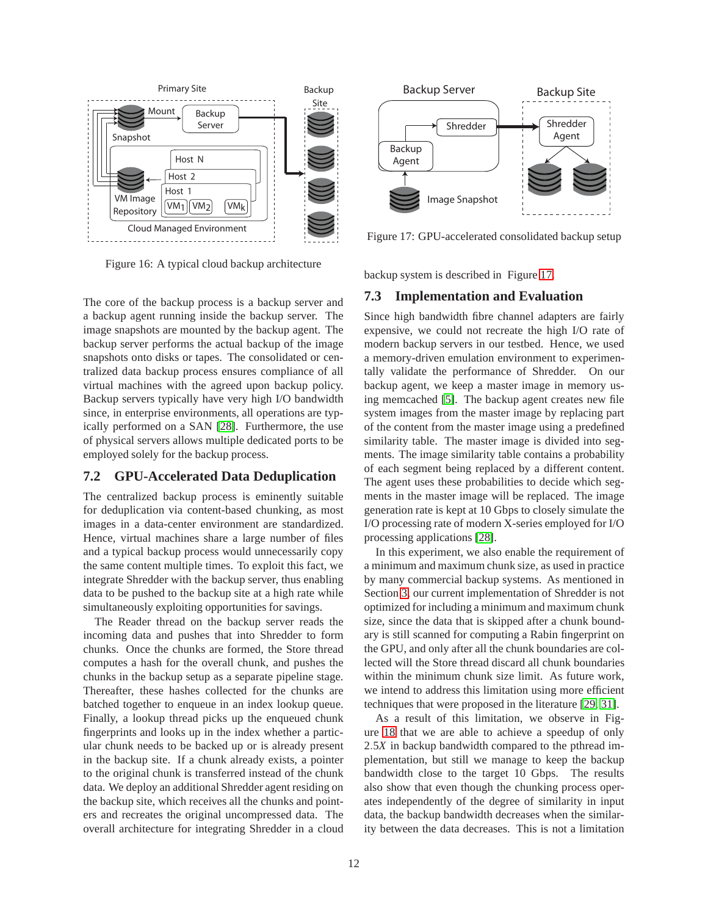Figure 16: A typical cloud backup architecture

The core of the backup process is a backup server and a backup agent running inside the backup server. The image snapshots are mounted by the backup agent. The backup server performs the actual backup of the image snapshots onto disks or tapes. The consolidated or centralized data backup process ensures compliance of all virtual machines with the agreed upon backup policy. Backup servers typically have very high I/O bandwidth since, in enterprise environments, all operations are typically performed on a SAN [28]. Furthermore, the use of physical servers allows multiple dedicated ports to be employed solely for the backup process.

## 7.2 GPU-Accelerated Data Deduplication

The centralized backup process is eminently suitable for deduplication via content-based chunking, as most images in a data-center environment are standardized. Hence, virtual machines share a large number of files and a typical backup process would unnecessarily copy the same content multiple times. To exploit this fact, we integrate Shredder with the backup server, thus enabling data to be pushed to the backup site at a high rate while simultaneously exploiting opportunities for savings.

The Reader thread on the backup server reads the incoming data and pushes that into Shredder to form chunks. Once the chunks are formed, the Store thread computes a hash for the overall chunk, and pushes the chunks in the backup setup as a separate pipeline stage. Thereafter, these hashes collected for the chunks are batched together to enqueue in an index lookup queue. Finally, a lookup thread picks up the enqueued chunk fingerprints and looks up in the index whether a particular chunk needs to be backed up or is already present in the backup site. If a chunk already exists, a pointer to the original chunk is transferred instead of the chunk data. We deploy an additional Shredder agent residing on the backup site, which receives all the chunks and pointers and recreates the original uncompressed data. The overall architecture for integrating Shredder in a cloud backup system is described in Figure 17.

Figure 17: GPU-accelerated consolidated backup setup

## 7.3 Implementation and Evaluation

Since high bandwidth fibre channel adapters are fairly expensive, we could not recreate the high I/O rate of modern backup servers in our testbed. Hence, we used a memory-driven emulation environment to experimentally validate the performance of Shredder. On our backup agent, we keep a master image in memory using memcached [5]. The backup agent creates new file system images from the master image by replacing part of the content from the master image using a predefined similarity table. The master image is divided into segments. The image similarity table contains a probability of each segment being replaced by a different content. The agent uses these probabilities to decide which segments in the master image will be replaced. The image generation rate is kept at 10 Gbps to closely simulate the I/O processing rate of modern X-series employed for I/O processing applications [28].

In this experiment, we also enable the requirement of a minimum and maximum chunk size, as used in practice by many commercial backup systems. As mentioned in Section 3, our current implementation of Shredder is not optimized for including a minimum and maximum chunk size, since the data that is skipped after a chunk boundary is still scanned for computing a Rabin fingerprint on the GPU, and only after all the chunk boundaries are collected will the Store thread discard all chunk boundaries within the minimum chunk size limit. As future work, we intend to address this limitation using more efficient techniques that were proposed in the literature [29, 31].

As a result of this limitation, we observe in Figure 18 that we are able to achieve a speedup of only $2.5X$ in backup bandwidth compared to the pthread implementation, but still we manage to keep the backup bandwidth close to the target 10 Gbps. The results also show that even though the chunking process operates independently of the degree of similarity in input data, the backup bandwidth decreases when the similarity between the data decreases. This is not a limitation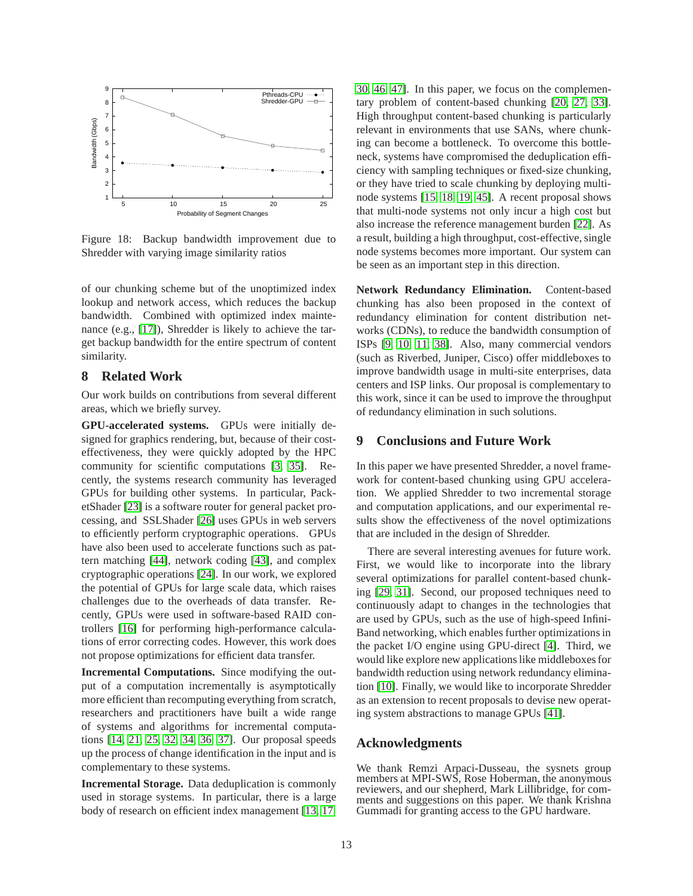Figure 18: Backup bandwidth improvement due to Shredder with varying image similarity ratios

of our chunking scheme but of the unoptimized index lookup and network access, which reduces the backup bandwidth. Combined with optimized index maintenance (e.g., [17]), Shredder is likely to achieve the target backup bandwidth for the entire spectrum of content similarity.

## 8 Related Work

Our work builds on contributions from several different areas, which we briefly survey.

**GPU-accelerated systems.** GPUs were initially designed for graphics rendering, but, because of their cost-effectiveness, they were quickly adopted by the HPC community for scientific computations [3, 35]. Recently, the systems research community has leveraged GPUs for building other systems. In particular, PacketShader [23] is a software router for general packet processing, and SSLShader [26] uses GPUs in web servers to efficiently perform cryptographic operations. GPUs have also been used to accelerate functions such as pattern matching [44], network coding [43], and complex cryptographic operations [24]. In our work, we explored the potential of GPUs for large scale data, which raises challenges due to the overheads of data transfer. Recently, GPUs were used in software-based RAID controllers [16] for performing high-performance calculations of error correcting codes. However, this work does not propose optimizations for efficient data transfer.

**Incremental Computations.** Since modifying the output of a computation incrementally is asymptotically more efficient than recomputing everything from scratch, researchers and practitioners have built a wide range of systems and algorithms for incremental computations [14, 21, 25, 32, 34, 36, 37]. Our proposal speeds up the process of change identification in the input and is complementary to these systems.

**Incremental Storage.** Data deduplication is commonly used in storage systems. In particular, there is a large body of research on efficient index management [13, 17, 30, 46, 47]. In this paper, we focus on the complementary problem of content-based chunking [20, 27, 33]. High throughput content-based chunking is particularly relevant in environments that use SANs, where chunking can become a bottleneck. To overcome this bottleneck, systems have compromised the deduplication efficiency with sampling techniques or fixed-size chunking, or they have tried to scale chunking by deploying multi-node systems [15, 18, 19, 45]. A recent proposal shows that multi-node systems not only incur a high cost but also increase the reference management burden [22]. As a result, building a high throughput, cost-effective, single node systems becomes more important. Our system can be seen as an important step in this direction.

**Network Redundancy Elimination.** Content-based chunking has also been proposed in the context of redundancy elimination for content distribution networks (CDNs), to reduce the bandwidth consumption of ISPs [9, 10, 11, 38]. Also, many commercial vendors (such as Riverbed, Juniper, Cisco) offer middleboxes to improve bandwidth usage in multi-site enterprises, data centers and ISP links. Our proposal is complementary to this work, since it can be used to improve the throughput of redundancy elimination in such solutions.

## 9 Conclusions and Future Work

In this paper we have presented Shredder, a novel framework for content-based chunking using GPU acceleration. We applied Shredder to two incremental storage and computation applications, and our experimental results show the effectiveness of the novel optimizations that are included in the design of Shredder.

There are several interesting avenues for future work. First, we would like to incorporate into the library several optimizations for parallel content-based chunking [29, 31]. Second, our proposed techniques need to continuously adapt to changes in the technologies that are used by GPUs, such as the use of high-speed InfiniBand networking, which enables further optimizations in the packet I/O engine using GPU-direct [4]. Third, we would like explore new applications like middleboxes for bandwidth reduction using network redundancy elimination [10]. Finally, we would like to incorporate Shredder as an extension to recent proposals to devise new operating system abstractions to manage GPUs [41].

## Acknowledgments

We thank Remzi Arpaci-Dusseau, the sysnets group members at MPI-SWS, Rose Hoberman, the anonymous reviewers, and our shepherd, Mark Lillibridge, for comments and suggestions on this paper. We thank Krishna Gummadi for granting access to the GPU hardware.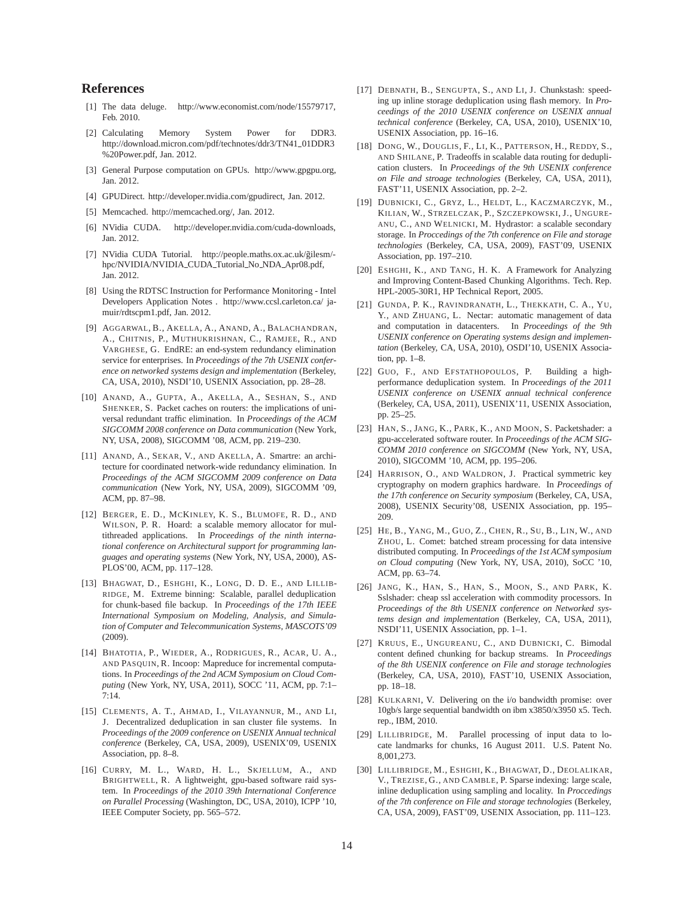## References

[1] The data deluge. http://www.economist.com/node/15579717, Feb. 2010.

[2] Calculating Memory System Power for DDR3. http://download.micron.com/pdf/technotes/ddr3/TN41_01DDR3 %20Power.pdf, Jan. 2012.

[3] General Purpose computation on GPUs. http://www.gpgpu.org, Jan. 2012.

[4] GPUDirect. http://developer.nvidia.com/gpudirect, Jan. 2012.

[5] Memcached. http://memcached.org/, Jan. 2012.

[6] NVidia CUDA. http://developer.nvidia.com/cuda-downloads, Jan. 2012.

[7] NVidia CUDA Tutorial. http://people.maths.ox.ac.uk/g̃ilesm/-hpc/NVIDIA/NVIDIA_CUDA_Tutorial_No_NDA_Apr08.pdf, Jan. 2012.

[8] Using the RDTSC Instruction for Performance Monitoring - Intel Developers Application Notes . http://www.ccsl.carleton.ca/ jamuir/rdtscpm1.pdf, Jan. 2012.

[9] Aggarwal, B., Akella, A., Anand, A., Balachandran, A., Chitnis, P., Muthukrishnan, C., Ramjee, R., and Varghese, G. EndRE: an end-system redundancy elimination service for enterprises. In *Proceedings of the 7th USENIX conference on networked systems design and implementation* (Berkeley, CA, USA, 2010), NSDI'10, USENIX Association, pp. 28–28.

[10] Anand, A., Gupta, A., Akella, A., Seshan, S., and Shenker, S. Packet caches on routers: the implications of universal redundant traffic elimination. In *Proceedings of the ACM SIGCOMM 2008 conference on Data communication* (New York, NY, USA, 2008), SIGCOMM '08, ACM, pp. 219–230.

[11] Anand, A., Sekar, V., and Akella, A. Smartre: an architecture for coordinated network-wide redundancy elimination. In *Proceedings of the ACM SIGCOMM 2009 conference on Data communication* (New York, NY, USA, 2009), SIGCOMM '09, ACM, pp. 87–98.

[12] Berger, E. D., McKinley, K. S., Blumofe, R. D., and Wilson, P. R. Hoard: a scalable memory allocator for multithreaded applications. In *Proceedings of the ninth international conference on Architectural support for programming languages and operating systems* (New York, NY, USA, 2000), ASPLOS'00, ACM, pp. 117–128.

[13] Bhagwat, D., Eshghi, K., Long, D. D. E., and Lillibridge, M. Extreme binning: Scalable, parallel deduplication for chunk-based file backup. In *Proceedings of the 17th IEEE International Symposium on Modeling, Analysis, and Simulation of Computer and Telecommunication Systems, MASCOTS'09* (2009).

[14] Bhatotia, P., Wieder, A., Rodrigues, R., Acar, U. A., and Pasquin, R. Incoop: Mapreduce for incremental computations. In *Proceedings of the 2nd ACM Symposium on Cloud Computing* (New York, NY, USA, 2011), SOCC '11, ACM, pp. 7:1–7:14.

[15] Clements, A. T., Ahmad, I., Vilayannur, M., and Li, J. Decentralized deduplication in san cluster file systems. In *Proceedings of the 2009 conference on USENIX Annual technical conference* (Berkeley, CA, USA, 2009), USENIX'09, USENIX Association, pp. 8–8.

[16] Curry, M. L., Ward, H. L., Skjellum, A., and Brightwell, R. A lightweight, gpu-based software raid system. In *Proceedings of the 2010 39th International Conference on Parallel Processing* (Washington, DC, USA, 2010), ICPP '10, IEEE Computer Society, pp. 565–572.

[17] Debnath, B., Sengupta, S., and Li, J. Chunkstash: speeding up inline storage deduplication using flash memory. In *Proceedings of the 2010 USENIX conference on USENIX annual technical conference* (Berkeley, CA, USA, 2010), USENIX'10, USENIX Association, pp. 16–16.

[18] Dong, W., Douglis, F., Li, K., Patterson, H., Reddy, S., and Shilane, P. Tradeoffs in scalable data routing for deduplication clusters. In *Proceedings of the 9th USENIX conference on File and stroage technologies* (Berkeley, CA, USA, 2011), FAST'11, USENIX Association, pp. 2–2.

[19] Dubnicki, C., Gryz, L., Heldt, L., Kaczmarczyk, M., Kilian, W., Strzelczak, P., Szczepkowski, J., Ungureanu, C., and Welnicki, M. Hydrastor: a scalable secondary storage. In *Proccedings of the 7th conference on File and storage technologies* (Berkeley, CA, USA, 2009), FAST'09, USENIX Association, pp. 197–210.

[20] Eshghi, K., and Tang, H. K. A Framework for Analyzing and Improving Content-Based Chunking Algorithms. Tech. Rep. HPL-2005-30R1, HP Technical Report, 2005.

[21] Gunda, P. K., Ravindranath, L., Thekkath, C. A., Yu, Y., and Zhuang, L. Nectar: automatic management of data and computation in datacenters. In *Proceedings of the 9th USENIX conference on Operating systems design and implementation* (Berkeley, CA, USA, 2010), OSDI'10, USENIX Association, pp. 1–8.

[22] Guo, F., and Efstathopoulos, P. Building a high-performance deduplication system. In *Proceedings of the 2011 USENIX conference on USENIX annual technical conference* (Berkeley, CA, USA, 2011), USENIX'11, USENIX Association, pp. 25–25.

[23] Han, S., Jang, K., Park, K., and Moon, S. Packetshader: a gpu-accelerated software router. In *Proceedings of the ACM SIGCOMM 2010 conference on SIGCOMM* (New York, NY, USA, 2010), SIGCOMM '10, ACM, pp. 195–206.

[24] Harrison, O., and Waldron, J. Practical symmetric key cryptography on modern graphics hardware. In *Proceedings of the 17th conference on Security symposium* (Berkeley, CA, USA, 2008), USENIX Security'08, USENIX Association, pp. 195–209.

[25] He, B., Yang, M., Guo, Z., Chen, R., Su, B., Lin, W., and Zhou, L. Comet: batched stream processing for data intensive distributed computing. In *Proceedings of the 1st ACM symposium on Cloud computing* (New York, NY, USA, 2010), SoCC '10, ACM, pp. 63–74.

[26] Jang, K., Han, S., Han, S., Moon, S., and Park, K. Sslshader: cheap ssl acceleration with commodity processors. In *Proceedings of the 8th USENIX conference on Networked systems design and implementation* (Berkeley, CA, USA, 2011), NSDI'11, USENIX Association, pp. 1–1.

[27] Kruus, E., Ungureanu, C., and Dubnicki, C. Bimodal content defined chunking for backup streams. In *Proceedings of the 8th USENIX conference on File and storage technologies* (Berkeley, CA, USA, 2010), FAST'10, USENIX Association, pp. 18–18.

[28] Kulkarni, V. Delivering on the i/o bandwidth promise: over 10gb/s large sequential bandwidth on ibm x3850/x3950 x5. Tech. rep., IBM, 2010.

[29] Lillibridge, M. Parallel processing of input data to locate landmarks for chunks, 16 August 2011. U.S. Patent No. 8,001,273.

[30] Lillibridge, M., Eshghi, K., Bhagwat, D., Deolalikar, V., Trezise, G., and Camble, P. Sparse indexing: large scale, inline deduplication using sampling and locality. In *Proccedings of the 7th conference on File and storage technologies* (Berkeley, CA, USA, 2009), FAST'09, USENIX Association, pp. 111–123.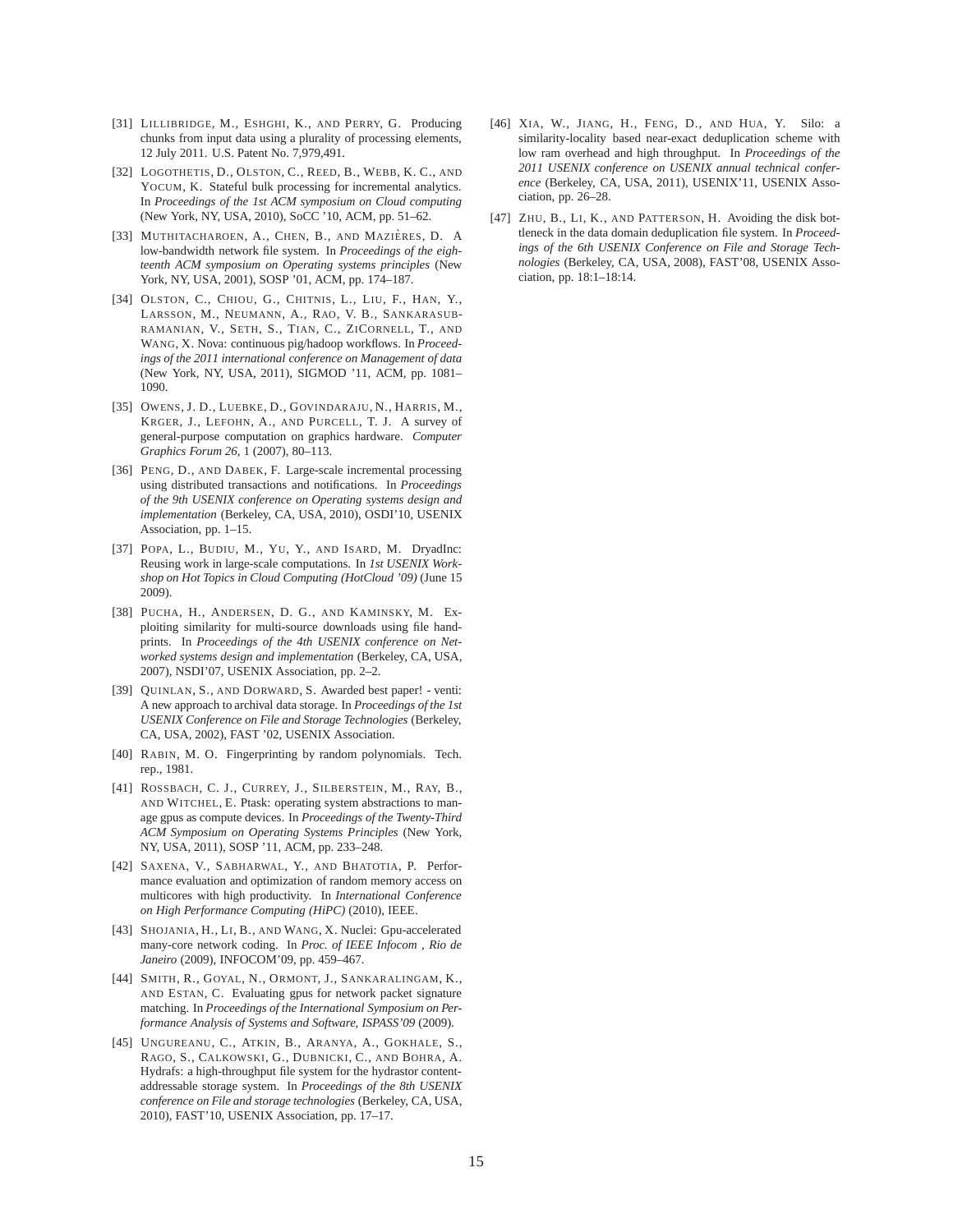[31] Lillibridge, M., Eshghi, K., and Perry, G. Producing chunks from input data using a plurality of processing elements, 12 July 2011. U.S. Patent No. 7,979,491.

[32] Logothetis, D., Olston, C., Reed, B., Webb, K. C., and Yocum, K. Stateful bulk processing for incremental analytics. In *Proceedings of the 1st ACM symposium on Cloud computing* (New York, NY, USA, 2010), SoCC '10, ACM, pp. 51–62.

[33] Muthitacharoen, A., Chen, B., and Mazières, D. A low-bandwidth network file system. In *Proceedings of the eighteenth ACM symposium on Operating systems principles* (New York, NY, USA, 2001), SOSP '01, ACM, pp. 174–187.

[34] Olston, C., Chiou, G., Chitnis, L., Liu, F., Han, Y., Larsson, M., Neumann, A., Rao, V. B., Sankarasubramanian, V., Seth, S., Tian, C., ZiCornell, T., and Wang, X. Nova: continuous pig/hadoop workflows. In *Proceedings of the 2011 international conference on Management of data* (New York, NY, USA, 2011), SIGMOD '11, ACM, pp. 1081–1090.

[35] Owens, J. D., Luebke, D., Govindaraju, N., Harris, M., Krger, J., Lefohn, A., and Purcell, T. J. A survey of general-purpose computation on graphics hardware. *Computer Graphics Forum 26*, 1 (2007), 80–113.

[36] Peng, D., and Dabek, F. Large-scale incremental processing using distributed transactions and notifications. In *Proceedings of the 9th USENIX conference on Operating systems design and implementation* (Berkeley, CA, USA, 2010), OSDI'10, USENIX Association, pp. 1–15.

[37] Popa, L., Budiu, M., Yu, Y., and Isard, M. DryadInc: Reusing work in large-scale computations. In *1st USENIX Workshop on Hot Topics in Cloud Computing (HotCloud '09)* (June 15 2009).

[38] Pucha, H., Andersen, D. G., and Kaminsky, M. Exploiting similarity for multi-source downloads using file handprints. In *Proceedings of the 4th USENIX conference on Networked systems design and implementation* (Berkeley, CA, USA, 2007), NSDI'07, USENIX Association, pp. 2–2.

[39] Quinlan, S., and Dorward, S. Awarded best paper! - venti: A new approach to archival data storage. In *Proceedings of the 1st USENIX Conference on File and Storage Technologies* (Berkeley, CA, USA, 2002), FAST '02, USENIX Association.

[40] Rabin, M. O. Fingerprinting by random polynomials. Tech. rep., 1981.

[41] Rossbach, C. J., Currey, J., Silberstein, M., Ray, B., and Witchel, E. Ptask: operating system abstractions to manage gpus as compute devices. In *Proceedings of the Twenty-Third ACM Symposium on Operating Systems Principles* (New York, NY, USA, 2011), SOSP '11, ACM, pp. 233–248.

[42] Saxena, V., Sabharwal, Y., and Bhatotia, P. Performance evaluation and optimization of random memory access on multicores with high productivity. In *International Conference on High Performance Computing (HiPC)* (2010), IEEE.

[43] Shojania, H., Li, B., and Wang, X. Nuclei: Gpu-accelerated many-core network coding. In *Proc. of IEEE Infocom , Rio de Janeiro* (2009), INFOCOM'09, pp. 459–467.

[44] Smith, R., Goyal, N., Ormont, J., Sankaralingam, K., and Estan, C. Evaluating gpus for network packet signature matching. In *Proceedings of the International Symposium on Performance Analysis of Systems and Software, ISPASS'09* (2009).

[45] Ungureanu, C., Atkin, B., Aranya, A., Gokhale, S., Rago, S., Calkowski, G., Dubnicki, C., and Bohra, A. Hydrafs: a high-throughput file system for the hydrastor content-addressable storage system. In *Proceedings of the 8th USENIX conference on File and storage technologies* (Berkeley, CA, USA, 2010), FAST'10, USENIX Association, pp. 17–17.

[46] Xia, W., Jiang, H., Feng, D., and Hua, Y. Silo: a similarity-locality based near-exact deduplication scheme with low ram overhead and high throughput. In *Proceedings of the 2011 USENIX conference on USENIX annual technical conference* (Berkeley, CA, USA, 2011), USENIX'11, USENIX Association, pp. 26–28.

[47] Zhu, B., Li, K., and Patterson, H. Avoiding the disk bottleneck in the data domain deduplication file system. In *Proceedings of the 6th USENIX Conference on File and Storage Technologies* (Berkeley, CA, USA, 2008), FAST'08, USENIX Association, pp. 18:1–18:14.